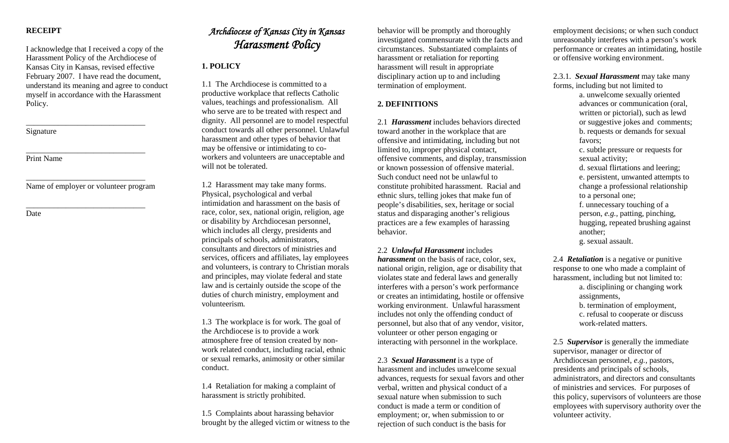**RECEIPT**

I acknowledge that I received a copy of the Harassment Policy of the Archdiocese of Kansas City in Kansas, revised effective February 2007. I have read the document, understand its meaning and agree to conduct myself in accordance with the Harassment Policy.

______________________________
Signature

______________________________
Print Name

______________________________
Name of employer or volunteer program

______________________________
Date

# *Archdiocese of Kansas City in Kansas* *Harassment Policy*

## 1. POLICY

1.1 The Archdiocese is committed to a productive workplace that reflects Catholic values, teachings and professionalism. All who serve are to be treated with respect and dignity. All personnel are to model respectful conduct towards all other personnel. Unlawful harassment and other types of behavior that may be offensive or intimidating to co-workers and volunteers are unacceptable and will not be tolerated.

1.2 Harassment may take many forms. Physical, psychological and verbal intimidation and harassment on the basis of race, color, sex, national origin, religion, age or disability by Archdiocesan personnel, which includes all clergy, presidents and principals of schools, administrators, consultants and directors of ministries and services, officers and affiliates, lay employees and volunteers, is contrary to Christian morals and principles, may violate federal and state law and is certainly outside the scope of the duties of church ministry, employment and volunteerism.

1.3 The workplace is for work. The goal of the Archdiocese is to provide a work atmosphere free of tension created by non-work related conduct, including racial, ethnic or sexual remarks, animosity or other similar conduct.

1.4 Retaliation for making a complaint of harassment is strictly prohibited.

1.5 Complaints about harassing behavior brought by the alleged victim or witness to the behavior will be promptly and thoroughly investigated commensurate with the facts and circumstances. Substantiated complaints of harassment or retaliation for reporting harassment will result in appropriate disciplinary action up to and including termination of employment.

## 2. DEFINITIONS

2.1 ***Harassment*** includes behaviors directed toward another in the workplace that are offensive and intimidating, including but not limited to, improper physical contact, offensive comments, and display, transmission or known possession of offensive material. Such conduct need not be unlawful to constitute prohibited harassment. Racial and ethnic slurs, telling jokes that make fun of people's disabilities, sex, heritage or social status and disparaging another's religious practices are a few examples of harassing behavior.

2.2 ***Unlawful Harassment*** includes ***harassment*** on the basis of race, color, sex, national origin, religion, age or disability that violates state and federal laws and generally interferes with a person's work performance or creates an intimidating, hostile or offensive working environment. Unlawful harassment includes not only the offending conduct of personnel, but also that of any vendor, visitor, volunteer or other person engaging or interacting with personnel in the workplace.

2.3 ***Sexual Harassment*** is a type of harassment and includes unwelcome sexual advances, requests for sexual favors and other verbal, written and physical conduct of a sexual nature when submission to such conduct is made a term or condition of employment; or, when submission to or rejection of such conduct is the basis for employment decisions; or when such conduct unreasonably interferes with a person's work performance or creates an intimidating, hostile or offensive working environment.

2.3.1. ***Sexual Harassment*** may take many forms, including but not limited to

- a. unwelcome sexually oriented advances or communication (oral, written or pictorial), such as lewd or suggestive jokes and comments;
- b. requests or demands for sexual favors;
- c. subtle pressure or requests for sexual activity;
- d. sexual flirtations and leering;
- e. persistent, unwanted attempts to change a professional relationship to a personal one;
- f. unnecessary touching of a person, *e.g.*, patting, pinching, hugging, repeated brushing against another;
- g. sexual assault.

2.4 ***Retaliation*** is a negative or punitive response to one who made a complaint of harassment, including but not limited to:

- a. disciplining or changing work assignments,
- b. termination of employment,
- c. refusal to cooperate or discuss work-related matters.

2.5 ***Supervisor*** is generally the immediate supervisor, manager or director of Archdiocesan personnel, *e.g.*, pastors, presidents and principals of schools, administrators, and directors and consultants of ministries and services. For purposes of this policy, supervisors of volunteers are those employees with supervisory authority over the volunteer activity.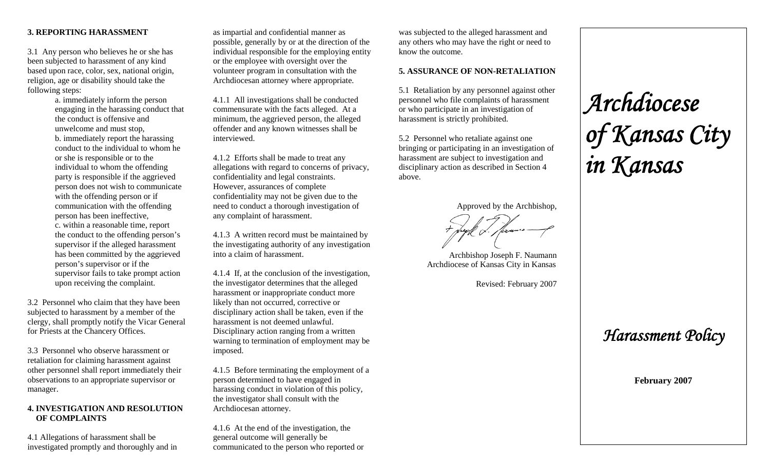### 3. REPORTING HARASSMENT

3.1 Any person who believes he or she has been subjected to harassment of any kind based upon race, color, sex, national origin, religion, age or disability should take the following steps:

a. immediately inform the person engaging in the harassing conduct that the conduct is offensive and unwelcome and must stop,
b. immediately report the harassing conduct to the individual to whom he or she is responsible or to the individual to whom the offending party is responsible if the aggrieved person does not wish to communicate with the offending person or if communication with the offending person has been ineffective,
c. within a reasonable time, report the conduct to the offending person's supervisor if the alleged harassment has been committed by the aggrieved person's supervisor or if the supervisor fails to take prompt action upon receiving the complaint.

3.2 Personnel who claim that they have been subjected to harassment by a member of the clergy, shall promptly notify the Vicar General for Priests at the Chancery Offices.

3.3 Personnel who observe harassment or retaliation for claiming harassment against other personnel shall report immediately their observations to an appropriate supervisor or manager.

### 4. INVESTIGATION AND RESOLUTION OF COMPLAINTS

4.1 Allegations of harassment shall be investigated promptly and thoroughly and in as impartial and confidential manner as possible, generally by or at the direction of the individual responsible for the employing entity or the employee with oversight over the volunteer program in consultation with the Archdiocesan attorney where appropriate.

4.1.1 All investigations shall be conducted commensurate with the facts alleged. At a minimum, the aggrieved person, the alleged offender and any known witnesses shall be interviewed.

4.1.2 Efforts shall be made to treat any allegations with regard to concerns of privacy, confidentiality and legal constraints. However, assurances of complete confidentiality may not be given due to the need to conduct a thorough investigation of any complaint of harassment.

4.1.3 A written record must be maintained by the investigating authority of any investigation into a claim of harassment.

4.1.4 If, at the conclusion of the investigation, the investigator determines that the alleged harassment or inappropriate conduct more likely than not occurred, corrective or disciplinary action shall be taken, even if the harassment is not deemed unlawful. Disciplinary action ranging from a written warning to termination of employment may be imposed.

4.1.5 Before terminating the employment of a person determined to have engaged in harassing conduct in violation of this policy, the investigator shall consult with the Archdiocesan attorney.

4.1.6 At the end of the investigation, the general outcome will generally be communicated to the person who reported or was subjected to the alleged harassment and any others who may have the right or need to know the outcome.

### 5. ASSURANCE OF NON-RETALIATION

5.1 Retaliation by any personnel against other personnel who file complaints of harassment or who participate in an investigation of harassment is strictly prohibited.

5.2 Personnel who retaliate against one bringing or participating in an investigation of harassment are subject to investigation and disciplinary action as described in Section 4 above.

Approved by the Archbishop,

Archbishop Joseph F. Naumann
Archdiocese of Kansas City in Kansas

Revised: February 2007

# *Archdiocese of Kansas City in Kansas*

## *Harassment Policy*

**February 2007**